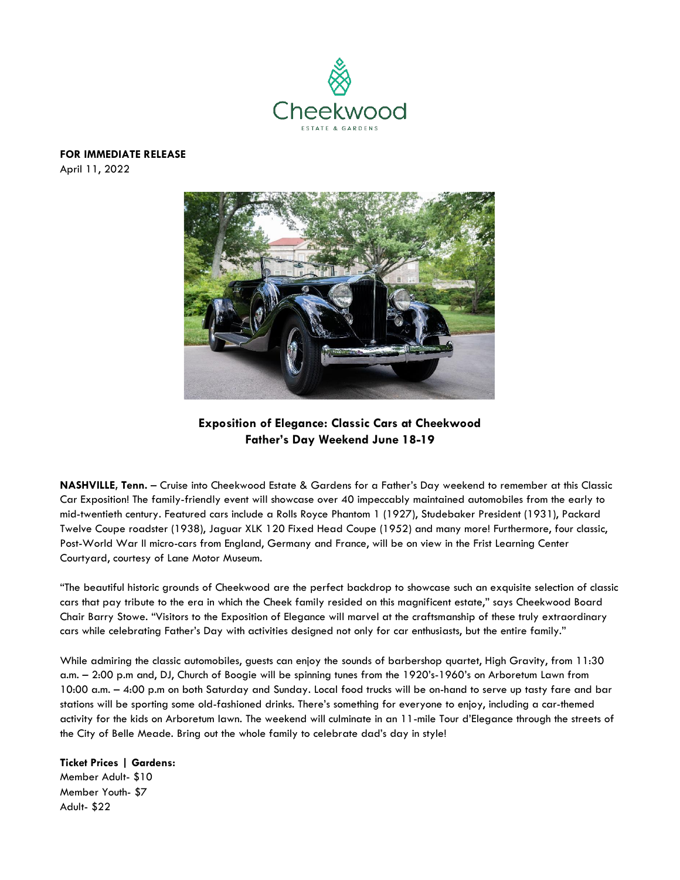Cheekwood

ESTATE & GARDENS

**FOR IMMEDIATE RELEASE**
April 11, 2022

**Exposition of Elegance: Classic Cars at Cheekwood**
**Father's Day Weekend June 18-19**

**NASHVILLE, Tenn.** – Cruise into Cheekwood Estate & Gardens for a Father's Day weekend to remember at this Classic Car Exposition! The family-friendly event will showcase over 40 impeccably maintained automobiles from the early to mid-twentieth century. Featured cars include a Rolls Royce Phantom 1 (1927), Studebaker President (1931), Packard Twelve Coupe roadster (1938), Jaguar XLK 120 Fixed Head Coupe (1952) and many more! Furthermore, four classic, Post-World War II micro-cars from England, Germany and France, will be on view in the Frist Learning Center Courtyard, courtesy of Lane Motor Museum.

"The beautiful historic grounds of Cheekwood are the perfect backdrop to showcase such an exquisite selection of classic cars that pay tribute to the era in which the Cheek family resided on this magnificent estate," says Cheekwood Board Chair Barry Stowe. "Visitors to the Exposition of Elegance will marvel at the craftsmanship of these truly extraordinary cars while celebrating Father's Day with activities designed not only for car enthusiasts, but the entire family."

While admiring the classic automobiles, guests can enjoy the sounds of barbershop quartet, High Gravity, from 11:30 a.m. – 2:00 p.m and, DJ, Church of Boogie will be spinning tunes from the 1920's-1960's on Arboretum Lawn from 10:00 a.m. – 4:00 p.m on both Saturday and Sunday. Local food trucks will be on-hand to serve up tasty fare and bar stations will be sporting some old-fashioned drinks. There's something for everyone to enjoy, including a car-themed activity for the kids on Arboretum lawn. The weekend will culminate in an 11-mile Tour d'Elegance through the streets of the City of Belle Meade. Bring out the whole family to celebrate dad's day in style!

**Ticket Prices | Gardens:**
Member Adult- $10
Member Youth- $7
Adult- $22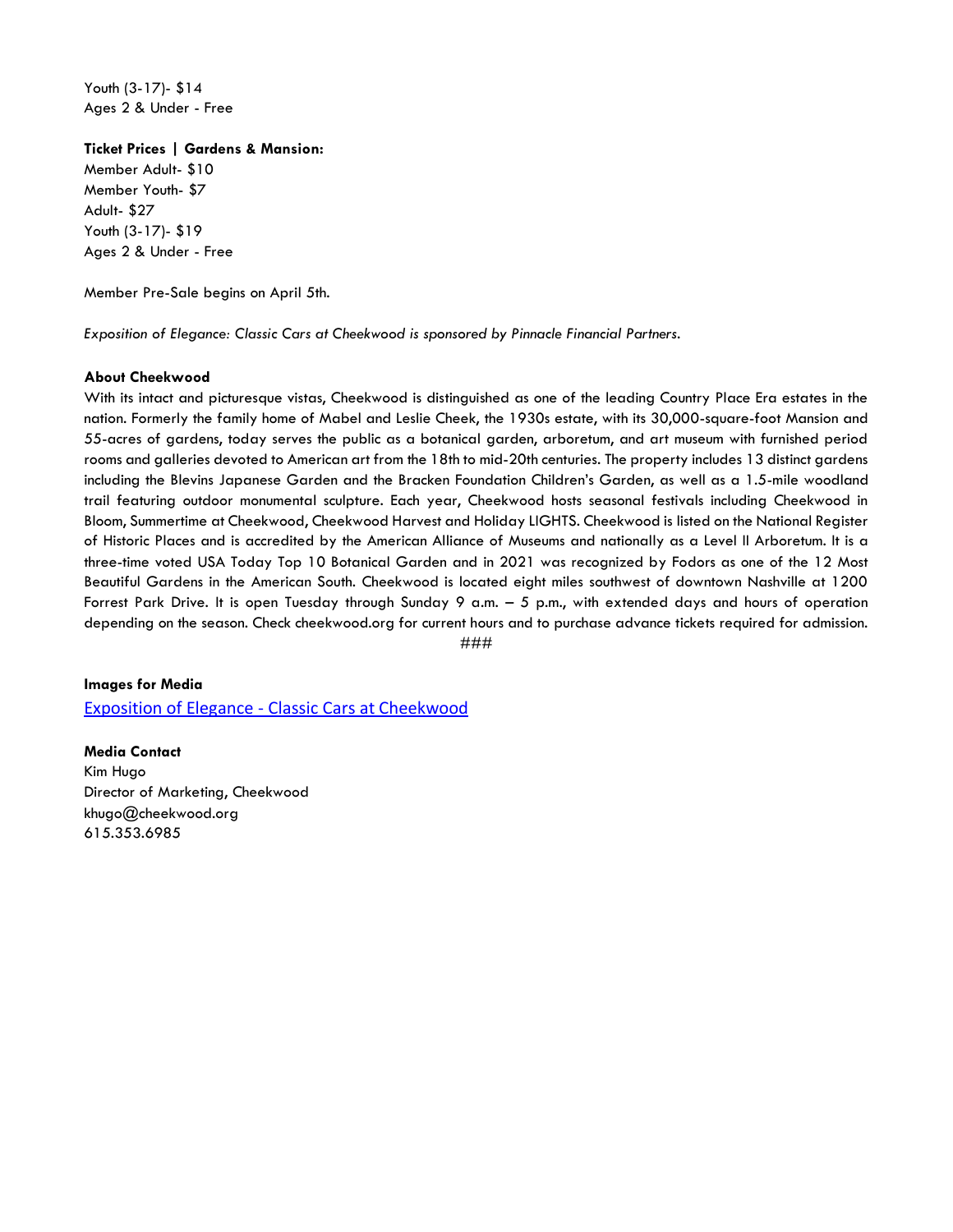Youth (3-17)- $14
Ages 2 & Under - Free

**Ticket Prices | Gardens & Mansion:**
Member Adult- $10
Member Youth- $7
Adult- $27
Youth (3-17)- $19
Ages 2 & Under - Free

Member Pre-Sale begins on April 5th.

*Exposition of Elegance: Classic Cars at Cheekwood is sponsored by Pinnacle Financial Partners.*

**About Cheekwood**

With its intact and picturesque vistas, Cheekwood is distinguished as one of the leading Country Place Era estates in the nation. Formerly the family home of Mabel and Leslie Cheek, the 1930s estate, with its 30,000-square-foot Mansion and 55-acres of gardens, today serves the public as a botanical garden, arboretum, and art museum with furnished period rooms and galleries devoted to American art from the 18th to mid-20th centuries. The property includes 13 distinct gardens including the Blevins Japanese Garden and the Bracken Foundation Children's Garden, as well as a 1.5-mile woodland trail featuring outdoor monumental sculpture. Each year, Cheekwood hosts seasonal festivals including Cheekwood in Bloom, Summertime at Cheekwood, Cheekwood Harvest and Holiday LIGHTS. Cheekwood is listed on the National Register of Historic Places and is accredited by the American Alliance of Museums and nationally as a Level II Arboretum. It is a three-time voted USA Today Top 10 Botanical Garden and in 2021 was recognized by Fodors as one of the 12 Most Beautiful Gardens in the American South. Cheekwood is located eight miles southwest of downtown Nashville at 1200 Forrest Park Drive. It is open Tuesday through Sunday 9 a.m. – 5 p.m., with extended days and hours of operation depending on the season. Check cheekwood.org for current hours and to purchase advance tickets required for admission.

###

**Images for Media**

[Exposition of Elegance - Classic Cars at Cheekwood]

**Media Contact**

Kim Hugo
Director of Marketing, Cheekwood
khugo@cheekwood.org
615.353.6985